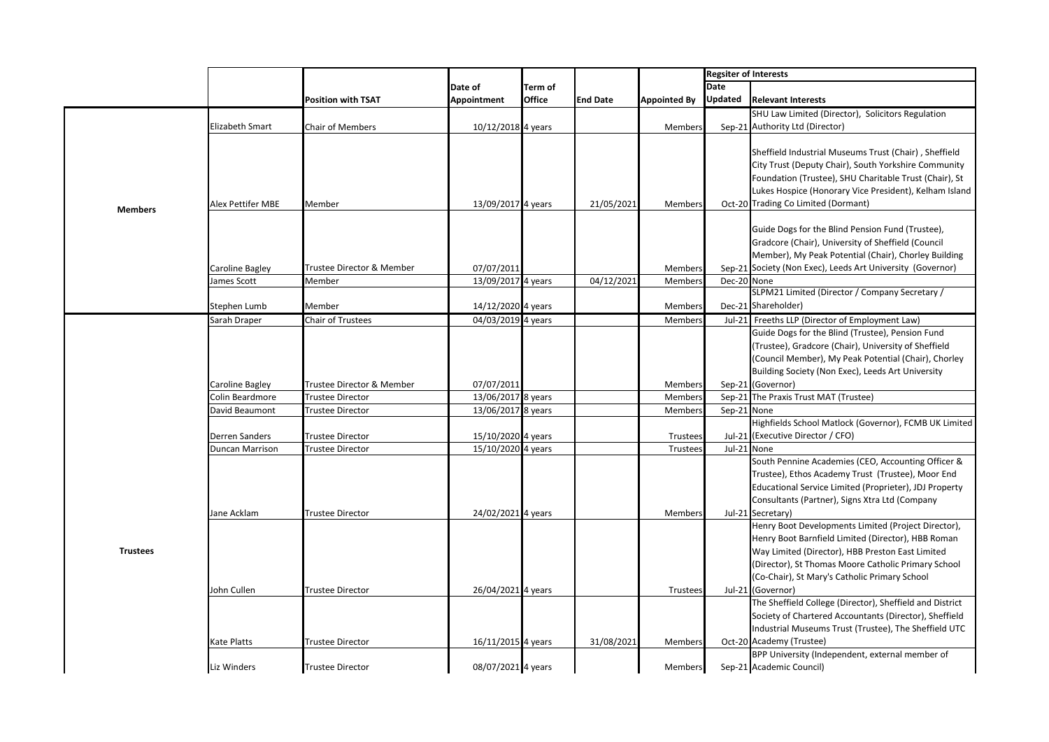| | | Position with TSAT | Date of Appointment | Term of Office | End Date | Appointed By | Regsiter of Interests | |
|---|---|---|---|---|---|---|---|---|
| | | | | | | | Date Updated | Relevant Interests |
| Members | Elizabeth Smart | Chair of Members | 10/12/2018 | 4 years | | Members | Sep-21 | SHU Law Limited (Director), Solicitors Regulation Authority Ltd (Director) |
| | Alex Pettifer MBE | Member | 13/09/2017 | 4 years | 21/05/2021 | Members | Oct-20 | Sheffield Industrial Museums Trust (Chair) , Sheffield City Trust (Deputy Chair), South Yorkshire Community Foundation (Trustee), SHU Charitable Trust (Chair), St Lukes Hospice (Honorary Vice President), Kelham Island Trading Co Limited (Dormant) |
| | Caroline Bagley | Trustee Director & Member | 07/07/2011 | | | Members | Sep-21 | Guide Dogs for the Blind Pension Fund (Trustee), Gradcore (Chair), University of Sheffield (Council Member), My Peak Potential (Chair), Chorley Building Society (Non Exec), Leeds Art University (Governor) |
| | James Scott | Member | 13/09/2017 | 4 years | 04/12/2021 | Members | Dec-20 | None |
| | Stephen Lumb | Member | 14/12/2020 | 4 years | | Members | Dec-21 | SLPM21 Limited (Director / Company Secretary / Shareholder) |
| Trustees | Sarah Draper | Chair of Trustees | 04/03/2019 | 4 years | | Members | Jul-21 | Freeths LLP (Director of Employment Law) |
| | Caroline Bagley | Trustee Director & Member | 07/07/2011 | | | Members | Sep-21 | Guide Dogs for the Blind (Trustee), Pension Fund (Trustee), Gradcore (Chair), University of Sheffield (Council Member), My Peak Potential (Chair), Chorley Building Society (Non Exec), Leeds Art University (Governor) |
| | Colin Beardmore | Trustee Director | 13/06/2017 | 8 years | | Members | Sep-21 | The Praxis Trust MAT (Trustee) |
| | David Beaumont | Trustee Director | 13/06/2017 | 8 years | | Members | Sep-21 | None |
| | Derren Sanders | Trustee Director | 15/10/2020 | 4 years | | Trustees | Jul-21 | Highfields School Matlock (Governor), FCMB UK Limited (Executive Director / CFO) |
| | Duncan Marrison | Trustee Director | 15/10/2020 | 4 years | | Trustees | Jul-21 | None |
| | Jane Acklam | Trustee Director | 24/02/2021 | 4 years | | Members | Jul-21 | South Pennine Academies (CEO, Accounting Officer & Trustee), Ethos Academy Trust (Trustee), Moor End Educational Service Limited (Proprieter), JDJ Property Consultants (Partner), Signs Xtra Ltd (Company Secretary) |
| | John Cullen | Trustee Director | 26/04/2021 | 4 years | | Trustees | Jul-21 | Henry Boot Developments Limited (Project Director), Henry Boot Barnfield Limited (Director), HBB Roman Way Limited (Director), HBB Preston East Limited (Director), St Thomas Moore Catholic Primary School (Co-Chair), St Mary's Catholic Primary School (Governor) |
| | Kate Platts | Trustee Director | 16/11/2015 | 4 years | 31/08/2021 | Members | Oct-20 | The Sheffield College (Director), Sheffield and District Society of Chartered Accountants (Director), Sheffield Industrial Museums Trust (Trustee), The Sheffield UTC Academy (Trustee) |
| | Liz Winders | Trustee Director | 08/07/2021 | 4 years | | Members | Sep-21 | BPP University (Independent, external member of Academic Council) |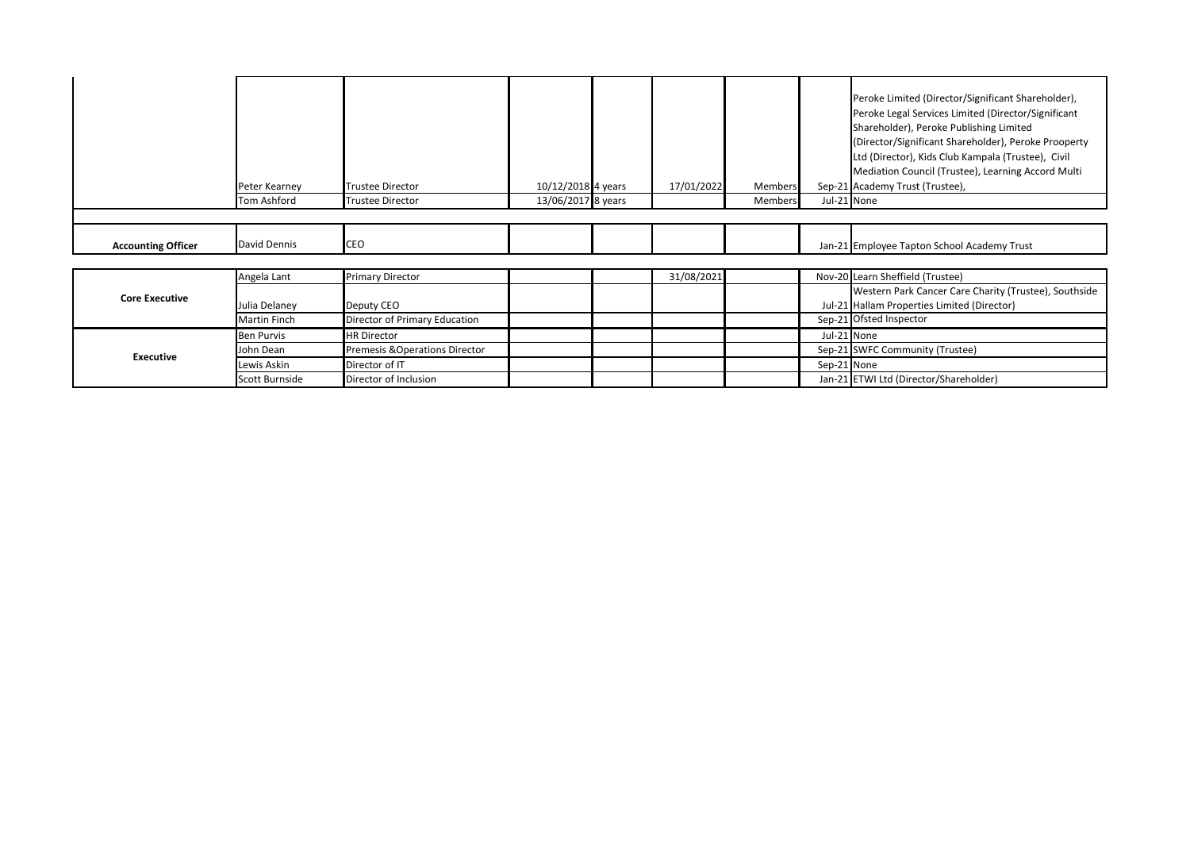| | | | | | | | | |
|---|---|---|---|---|---|---|---|---|
| | Peter Kearney | Trustee Director | 10/12/2018 | 4 years | 17/01/2022 | Members | Sep-21 | Peroke Limited (Director/Significant Shareholder), Peroke Legal Services Limited (Director/Significant Shareholder), Peroke Publishing Limited (Director/Significant Shareholder), Peroke Prooperty Ltd (Director), Kids Club Kampala (Trustee), Civil Mediation Council (Trustee), Learning Accord Multi Academy Trust (Trustee), |
| | Tom Ashford | Trustee Director | 13/06/2017 | 8 years | | Members | Jul-21 | None |
| | | | | | | | | |
| **Accounting Officer** | David Dennis | CEO | | | | | Jan-21 | Employee Tapton School Academy Trust |
| | | | | | | | | |
| **Core Executive** | Angela Lant | Primary Director | | | 31/08/2021 | | Nov-20 | Learn Sheffield (Trustee) |
| | Julia Delaney | Deputy CEO | | | | | Jul-21 | Western Park Cancer Care Charity (Trustee), Southside Hallam Properties Limited (Director) |
| | Martin Finch | Director of Primary Education | | | | | Sep-21 | Ofsted Inspector |
| **Executive** | Ben Purvis | HR Director | | | | | Jul-21 | None |
| | John Dean | Premesis &Operations Director | | | | | Sep-21 | SWFC Community (Trustee) |
| | Lewis Askin | Director of IT | | | | | Sep-21 | None |
| | Scott Burnside | Director of Inclusion | | | | | Jan-21 | ETWI Ltd (Director/Shareholder) |